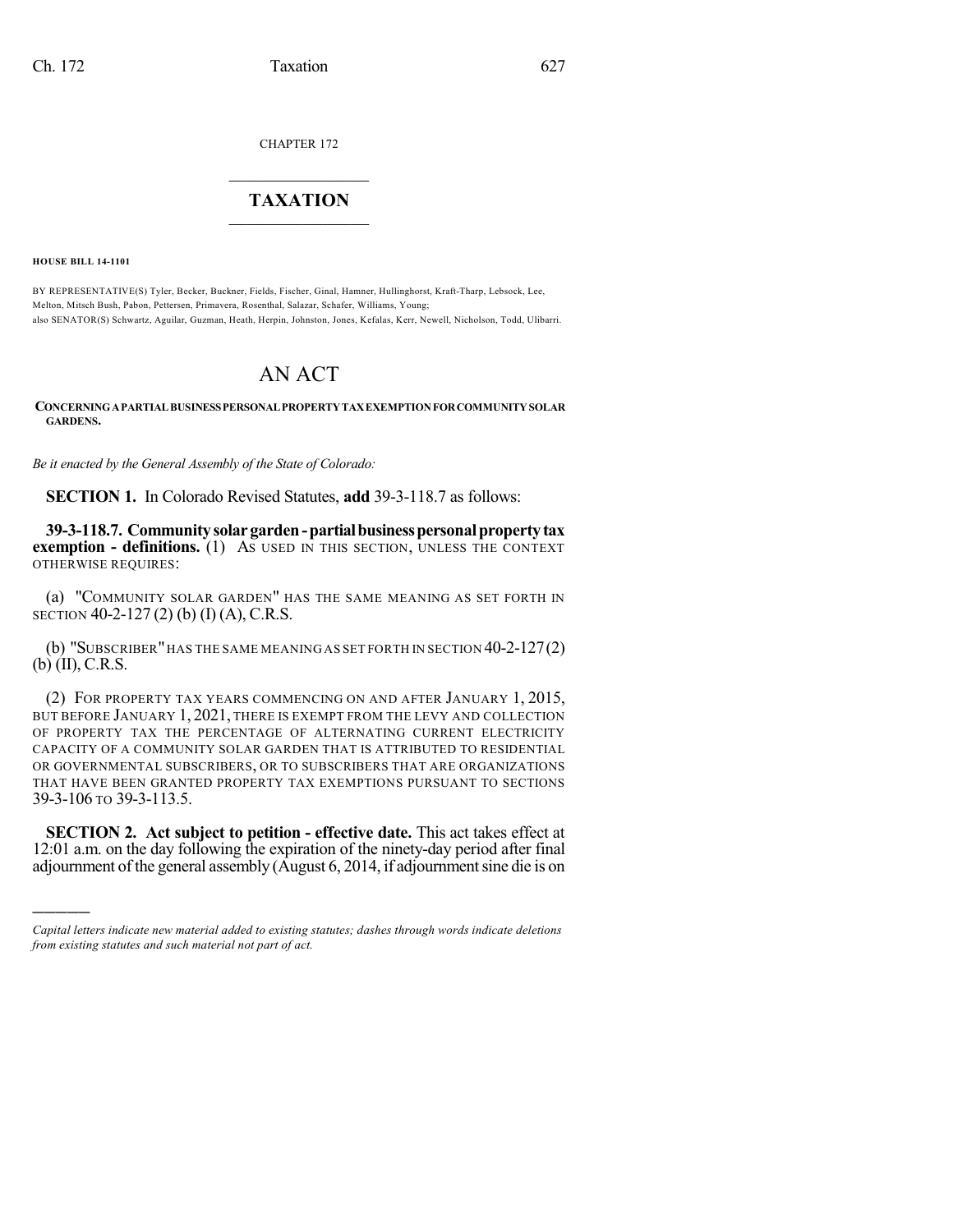CHAPTER 172

# TAXATION

**HOUSE BILL 14-1101**

BY REPRESENTATIVE(S) Tyler, Becker, Buckner, Fields, Fischer, Ginal, Hamner, Hullinghorst, Kraft-Tharp, Lebsock, Lee, Melton, Mitsch Bush, Pabon, Pettersen, Primavera, Rosenthal, Salazar, Schafer, Williams, Young;
also SENATOR(S) Schwartz, Aguilar, Guzman, Heath, Herpin, Johnston, Jones, Kefalas, Kerr, Newell, Nicholson, Todd, Ulibarri.

# AN ACT

**CONCERNING A PARTIAL BUSINESS PERSONAL PROPERTY TAX EXEMPTION FOR COMMUNITY SOLAR GARDENS.**

*Be it enacted by the General Assembly of the State of Colorado:*

**SECTION 1.** In Colorado Revised Statutes, **add** 39-3-118.7 as follows:

**39-3-118.7. Community solar garden - partial business personal property tax exemption - definitions.** (1) AS USED IN THIS SECTION, UNLESS THE CONTEXT OTHERWISE REQUIRES:

(a) "COMMUNITY SOLAR GARDEN" HAS THE SAME MEANING AS SET FORTH IN SECTION 40-2-127 (2) (b) (I) (A), C.R.S.

(b) "SUBSCRIBER" HAS THE SAME MEANING AS SET FORTH IN SECTION 40-2-127 (2) (b) (II), C.R.S.

(2) FOR PROPERTY TAX YEARS COMMENCING ON AND AFTER JANUARY 1, 2015, BUT BEFORE JANUARY 1, 2021, THERE IS EXEMPT FROM THE LEVY AND COLLECTION OF PROPERTY TAX THE PERCENTAGE OF ALTERNATING CURRENT ELECTRICITY CAPACITY OF A COMMUNITY SOLAR GARDEN THAT IS ATTRIBUTED TO RESIDENTIAL OR GOVERNMENTAL SUBSCRIBERS, OR TO SUBSCRIBERS THAT ARE ORGANIZATIONS THAT HAVE BEEN GRANTED PROPERTY TAX EXEMPTIONS PURSUANT TO SECTIONS 39-3-106 TO 39-3-113.5.

**SECTION 2. Act subject to petition - effective date.** This act takes effect at 12:01 a.m. on the day following the expiration of the ninety-day period after final adjournment of the general assembly (August 6, 2014, if adjournment sine die is on

---

*Capital letters indicate new material added to existing statutes; dashes through words indicate deletions from existing statutes and such material not part of act.*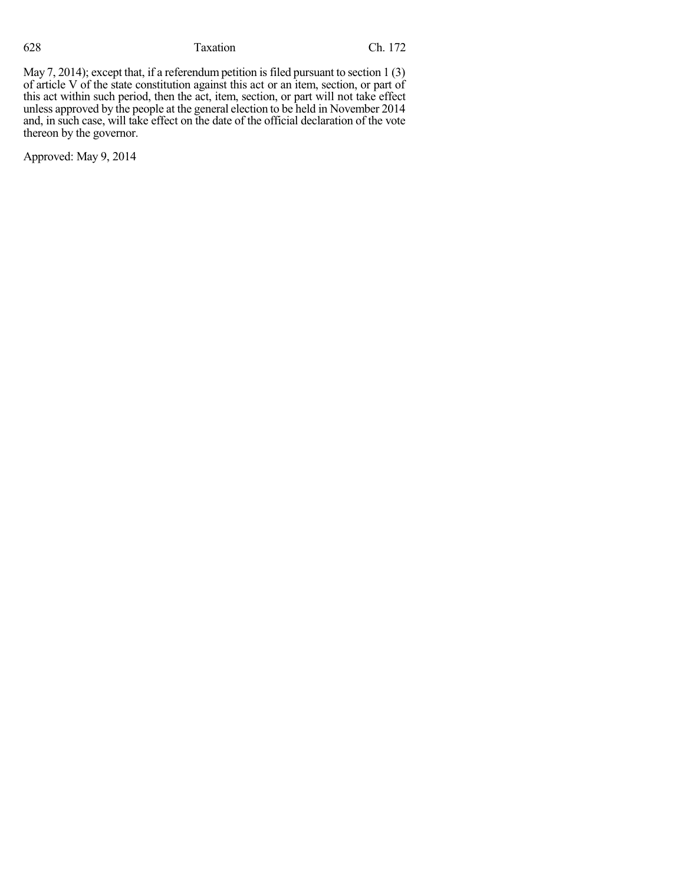May 7, 2014); except that, if a referendum petition is filed pursuant to section 1 (3) of article V of the state constitution against this act or an item, section, or part of this act within such period, then the act, item, section, or part will not take effect unless approved by the people at the general election to be held in November 2014 and, in such case, will take effect on the date of the official declaration of the vote thereon by the governor.

Approved: May 9, 2014